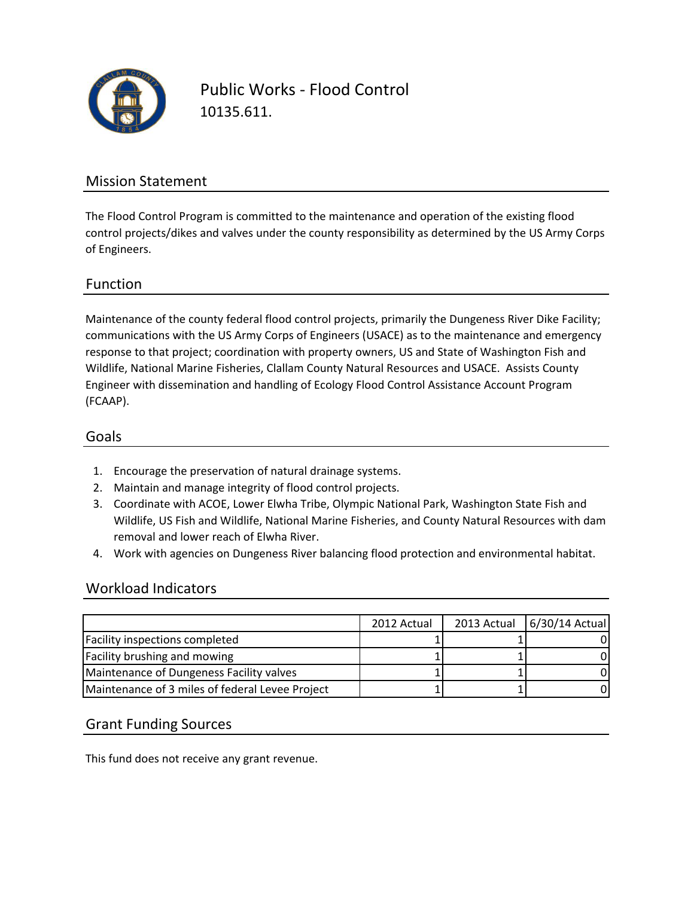# Public Works - Flood Control

10135.611.

## Mission Statement

The Flood Control Program is committed to the maintenance and operation of the existing flood control projects/dikes and valves under the county responsibility as determined by the US Army Corps of Engineers.

## Function

Maintenance of the county federal flood control projects, primarily the Dungeness River Dike Facility; communications with the US Army Corps of Engineers (USACE) as to the maintenance and emergency response to that project; coordination with property owners, US and State of Washington Fish and Wildlife, National Marine Fisheries, Clallam County Natural Resources and USACE. Assists County Engineer with dissemination and handling of Ecology Flood Control Assistance Account Program (FCAAP).

## Goals

1. Encourage the preservation of natural drainage systems.
2. Maintain and manage integrity of flood control projects.
3. Coordinate with ACOE, Lower Elwha Tribe, Olympic National Park, Washington State Fish and Wildlife, US Fish and Wildlife, National Marine Fisheries, and County Natural Resources with dam removal and lower reach of Elwha River.
4. Work with agencies on Dungeness River balancing flood protection and environmental habitat.

## Workload Indicators

| | 2012 Actual | 2013 Actual | 6/30/14 Actual |
|---|---|---|---|
| Facility inspections completed | 1 | 1 | 0 |
| Facility brushing and mowing | 1 | 1 | 0 |
| Maintenance of Dungeness Facility valves | 1 | 1 | 0 |
| Maintenance of 3 miles of federal Levee Project | 1 | 1 | 0 |

## Grant Funding Sources

This fund does not receive any grant revenue.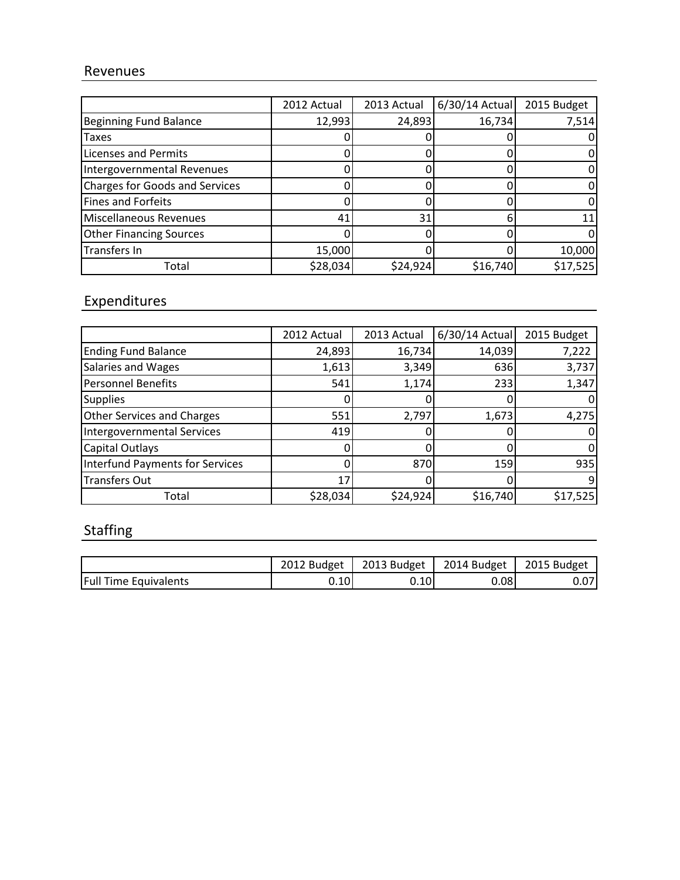## Revenues

| | 2012 Actual | 2013 Actual | 6/30/14 Actual | 2015 Budget |
|---|---|---|---|---|
| Beginning Fund Balance | 12,993 | 24,893 | 16,734 | 7,514 |
| Taxes | 0 | 0 | 0 | 0 |
| Licenses and Permits | 0 | 0 | 0 | 0 |
| Intergovernmental Revenues | 0 | 0 | 0 | 0 |
| Charges for Goods and Services | 0 | 0 | 0 | 0 |
| Fines and Forfeits | 0 | 0 | 0 | 0 |
| Miscellaneous Revenues | 41 | 31 | 6 | 11 |
| Other Financing Sources | 0 | 0 | 0 | 0 |
| Transfers In | 15,000 | 0 | 0 | 10,000 |
| Total | $28,034 | $24,924 | $16,740 | $17,525 |

## Expenditures

| | 2012 Actual | 2013 Actual | 6/30/14 Actual | 2015 Budget |
|---|---|---|---|---|
| Ending Fund Balance | 24,893 | 16,734 | 14,039 | 7,222 |
| Salaries and Wages | 1,613 | 3,349 | 636 | 3,737 |
| Personnel Benefits | 541 | 1,174 | 233 | 1,347 |
| Supplies | 0 | 0 | 0 | 0 |
| Other Services and Charges | 551 | 2,797 | 1,673 | 4,275 |
| Intergovernmental Services | 419 | 0 | 0 | 0 |
| Capital Outlays | 0 | 0 | 0 | 0 |
| Interfund Payments for Services | 0 | 870 | 159 | 935 |
| Transfers Out | 17 | 0 | 0 | 9 |
| Total | $28,034 | $24,924 | $16,740 | $17,525 |

## Staffing

| | 2012 Budget | 2013 Budget | 2014 Budget | 2015 Budget |
|---|---|---|---|---|
| Full Time Equivalents | 0.10 | 0.10 | 0.08 | 0.07 |